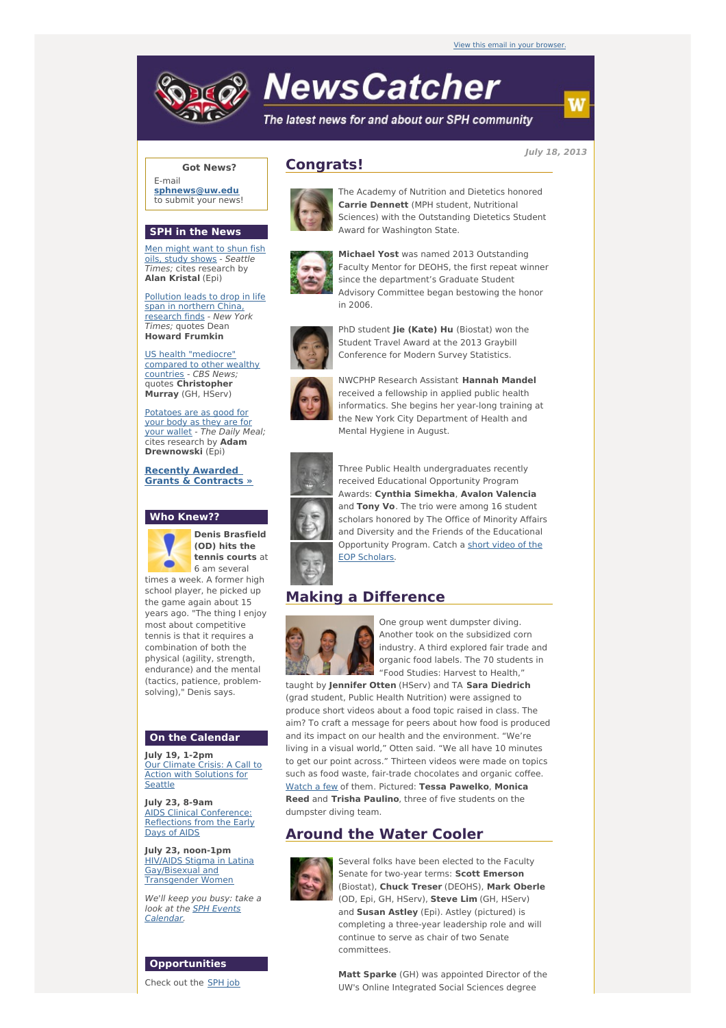View this email in your browser.

# NewsCatcher

*The latest news for and about our SPH community*

*July 18, 2013*

**Got News?**

E-mail **sphnews@uw.edu** to submit your news!

## SPH in the News

Men might want to shun fish oils, study shows - *Seattle Times;* cites research by **Alan Kristal** (Epi)

Pollution leads to drop in life span in northern China, research finds - *New York Times;* quotes Dean **Howard Frumkin**

US health "mediocre" compared to other wealthy countries - *CBS News;* quotes **Christopher Murray** (GH, HServ)

Potatoes are as good for your body as they are for your wallet - *The Daily Meal;* cites research by **Adam Drewnowski** (Epi)

**Recently Awarded Grants & Contracts »**

## Who Knew??

**Denis Brasfield (OD) hits the tennis courts** at 6 am several times a week. A former high school player, he picked up the game again about 15 years ago. "The thing I enjoy most about competitive tennis is that it requires a combination of both the physical (agility, strength, endurance) and the mental (tactics, patience, problem-solving)," Denis says.

## On the Calendar

**July 19, 1-2pm**
Our Climate Crisis: A Call to Action with Solutions for Seattle

**July 23, 8-9am**
AIDS Clinical Conference: Reflections from the Early Days of AIDS

**July 23, noon-1pm**
HIV/AIDS Stigma in Latina Gay/Bisexual and Transgender Women

*We'll keep you busy: take a look at the SPH Events Calendar.*

## Opportunities

Check out the SPH job

## Congrats!

The Academy of Nutrition and Dietetics honored **Carrie Dennett** (MPH student, Nutritional Sciences) with the Outstanding Dietetics Student Award for Washington State.

**Michael Yost** was named 2013 Outstanding Faculty Mentor for DEOHS, the first repeat winner since the department's Graduate Student Advisory Committee began bestowing the honor in 2006.

PhD student **Jie (Kate) Hu** (Biostat) won the Student Travel Award at the 2013 Graybill Conference for Modern Survey Statistics.

NWCPHP Research Assistant **Hannah Mandel** received a fellowship in applied public health informatics. She begins her year-long training at the New York City Department of Health and Mental Hygiene in August.

Three Public Health undergraduates recently received Educational Opportunity Program Awards: **Cynthia Simekha**, **Avalon Valencia** and **Tony Vo**. The trio were among 16 student scholars honored by The Office of Minority Affairs and Diversity and the Friends of the Educational Opportunity Program. Catch a short video of the EOP Scholars.

## Making a Difference

One group went dumpster diving. Another took on the subsidized corn industry. A third explored fair trade and organic food labels. The 70 students in "Food Studies: Harvest to Health," taught by **Jennifer Otten** (HServ) and TA **Sara Diedrich** (grad student, Public Health Nutrition) were assigned to produce short videos about a food topic raised in class. The aim? To craft a message for peers about how food is produced and its impact on our health and the environment. "We're living in a visual world," Otten said. "We all have 10 minutes to get our point across." Thirteen videos were made on topics such as food waste, fair-trade chocolates and organic coffee. Watch a few of them. Pictured: **Tessa Pawelko**, **Monica Reed** and **Trisha Paulino**, three of five students on the dumpster diving team.

## Around the Water Cooler

Several folks have been elected to the Faculty Senate for two-year terms: **Scott Emerson** (Biostat), **Chuck Treser** (DEOHS), **Mark Oberle** (OD, Epi, GH, HServ), **Steve Lim** (GH, HServ) and **Susan Astley** (Epi). Astley (pictured) is completing a three-year leadership role and will continue to serve as chair of two Senate committees.

**Matt Sparke** (GH) was appointed Director of the UW's Online Integrated Social Sciences degree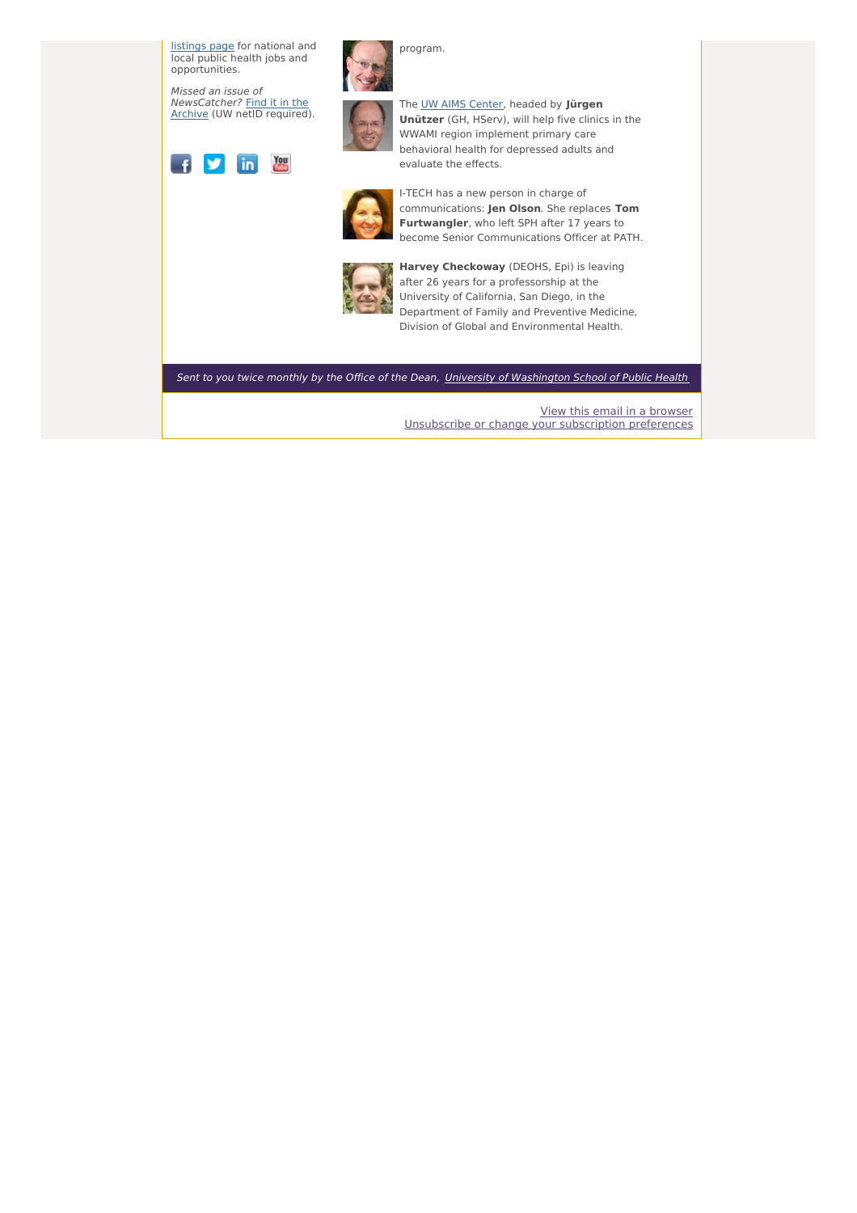listings page for national and local public health jobs and opportunities.

*Missed an issue of NewsCatcher?* Find it in the Archive (UW netID required).

program.

The UW AIMS Center, headed by **Jürgen Unützer** (GH, HServ), will help five clinics in the WWAMI region implement primary care behavioral health for depressed adults and evaluate the effects.

I-TECH has a new person in charge of communications: **Jen Olson**. She replaces **Tom Furtwangler**, who left SPH after 17 years to become Senior Communications Officer at PATH.

**Harvey Checkoway** (DEOHS, Epi) is leaving after 26 years for a professorship at the University of California, San Diego, in the Department of Family and Preventive Medicine, Division of Global and Environmental Health.

*Sent to you twice monthly by the Office of the Dean, University of Washington School of Public Health*

View this email in a browser
Unsubscribe or change your subscription preferences